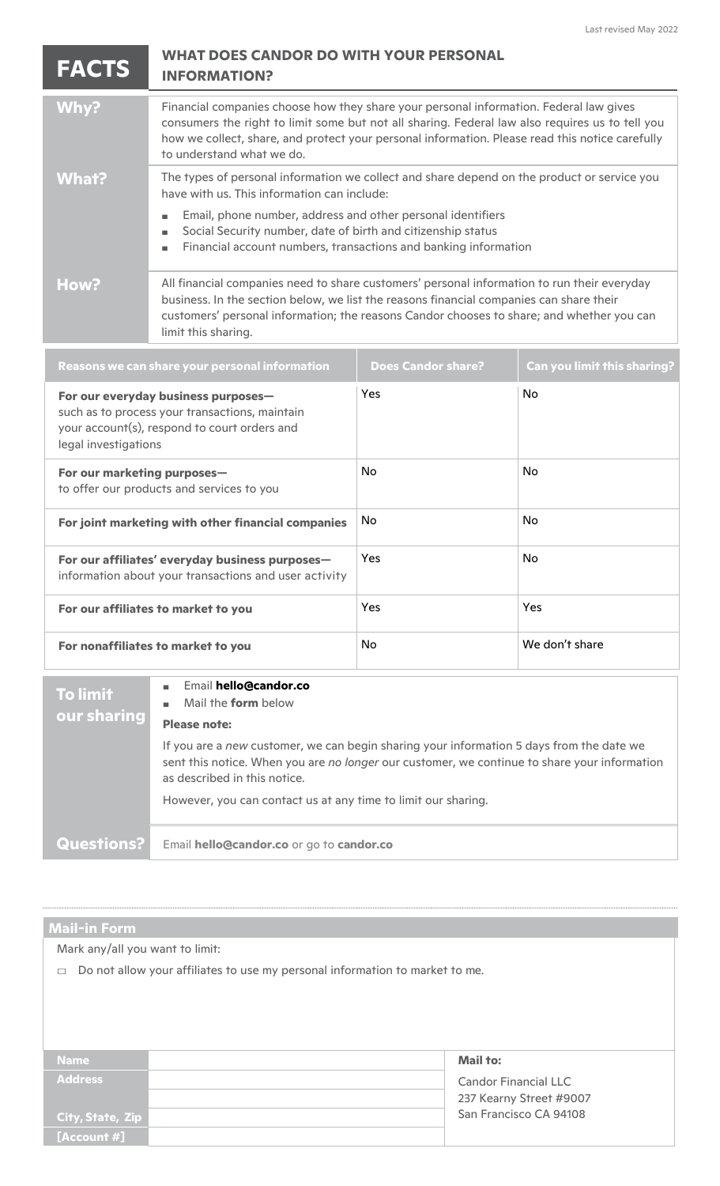Last revised May 2022

# FACTS — WHAT DOES CANDOR DO WITH YOUR PERSONAL INFORMATION?

| | |
|---|---|
| **Why?** | Financial companies choose how they share your personal information. Federal law gives consumers the right to limit some but not all sharing. Federal law also requires us to tell you how we collect, share, and protect your personal information. Please read this notice carefully to understand what we do. |
| **What?** | The types of personal information we collect and share depend on the product or service you have with us. This information can include:<br>- Email, phone number, address and other personal identifiers<br>- Social Security number, date of birth and citizenship status<br>- Financial account numbers, transactions and banking information |
| **How?** | All financial companies need to share customers' personal information to run their everyday business. In the section below, we list the reasons financial companies can share their customers' personal information; the reasons Candor chooses to share; and whether you can limit this sharing. |

| Reasons we can share your personal information | Does Candor share? | Can you limit this sharing? |
|---|---|---|
| **For our everyday business purposes—** such as to process your transactions, maintain your account(s), respond to court orders and legal investigations | Yes | No |
| **For our marketing purposes—** to offer our products and services to you | No | No |
| **For joint marketing with other financial companies** | No | No |
| **For our affiliates' everyday business purposes—** information about your transactions and user activity | Yes | No |
| **For our affiliates to market to you** | Yes | Yes |
| **For nonaffiliates to market to you** | No | We don't share |

| | |
|---|---|
| **To limit our sharing** | - Email **hello@candor.co**<br>- Mail the **form** below<br><br>**Please note:**<br><br>If you are a *new* customer, we can begin sharing your information 5 days from the date we sent this notice. When you are *no longer* our customer, we continue to share your information as described in this notice.<br><br>However, you can contact us at any time to limit our sharing. |
| **Questions?** | Email **hello@candor.co** or go to **candor.co** |

## Mail-in Form

Mark any/all you want to limit:

- ☐ Do not allow your affiliates to use my personal information to market to me.

| | | |
|---|---|---|
| **Name** | | **Mail to:** |
| **Address** | | Candor Financial LLC<br>237 Kearny Street #9007<br>San Francisco CA 94108 |
| **City, State, Zip** | | |
| **[Account #]** | | |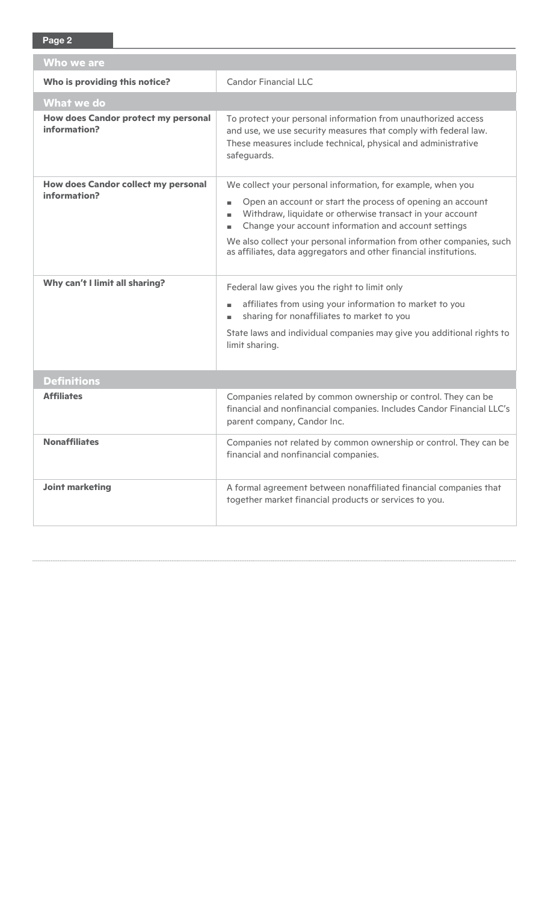| Who we are | |
|---|---|
| **Who is providing this notice?** | Candor Financial LLC |
| **What we do** | |
| **How does Candor protect my personal information?** | To protect your personal information from unauthorized access and use, we use security measures that comply with federal law. These measures include technical, physical and administrative safeguards. |
| **How does Candor collect my personal information?** | We collect your personal information, for example, when you<br>▪ Open an account or start the process of opening an account<br>▪ Withdraw, liquidate or otherwise transact in your account<br>▪ Change your account information and account settings<br>We also collect your personal information from other companies, such as affiliates, data aggregators and other financial institutions. |
| **Why can't I limit all sharing?** | Federal law gives you the right to limit only<br>▪ affiliates from using your information to market to you<br>▪ sharing for nonaffiliates to market to you<br>State laws and individual companies may give you additional rights to limit sharing. |
| **Definitions** | |
| **Affiliates** | Companies related by common ownership or control. They can be financial and nonfinancial companies. Includes Candor Financial LLC's parent company, Candor Inc. |
| **Nonaffiliates** | Companies not related by common ownership or control. They can be financial and nonfinancial companies. |
| **Joint marketing** | A formal agreement between nonaffiliated financial companies that together market financial products or services to you. |